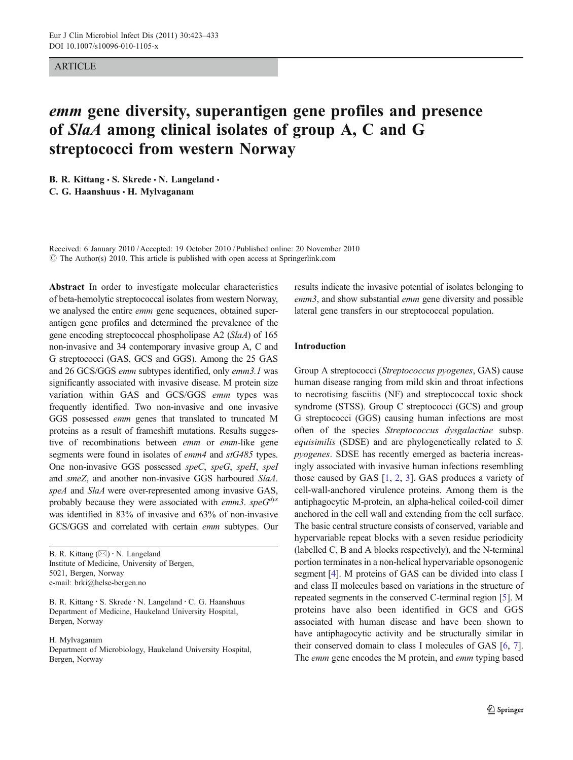ARTICLE

# *emm* gene diversity, superantigen gene profiles and presence of *SlaA* among clinical isolates of group A, C and G streptococci from western Norway

**B. R. Kittang · S. Skrede · N. Langeland · C. G. Haanshuus · H. Mylvaganam**

Received: 6 January 2010 / Accepted: 19 October 2010 / Published online: 20 November 2010
© The Author(s) 2010. This article is published with open access at Springerlink.com

**Abstract** In order to investigate molecular characteristics of beta-hemolytic streptococcal isolates from western Norway, we analysed the entire *emm* gene sequences, obtained superantigen gene profiles and determined the prevalence of the gene encoding streptococcal phospholipase A2 (*SlaA*) of 165 non-invasive and 34 contemporary invasive group A, C and G streptococci (GAS, GCS and GGS). Among the 25 GAS and 26 GCS/GGS *emm* subtypes identified, only *emm3.1* was significantly associated with invasive disease. M protein size variation within GAS and GCS/GGS *emm* types was frequently identified. Two non-invasive and one invasive GGS possessed *emm* genes that translated to truncated M proteins as a result of frameshift mutations. Results suggestive of recombinations between *emm* or *emm*-like gene segments were found in isolates of *emm4* and *stG485* types. One non-invasive GGS possessed *speC*, *speG*, *speH*, *speI* and *smeZ*, and another non-invasive GGS harboured *SlaA*. *speA* and *SlaA* were over-represented among invasive GAS, probably because they were associated with *emm3*. *speG^{dys}* was identified in 83% of invasive and 63% of non-invasive GCS/GGS and correlated with certain *emm* subtypes. Our results indicate the invasive potential of isolates belonging to *emm3*, and show substantial *emm* gene diversity and possible lateral gene transfers in our streptococcal population.

B. R. Kittang (✉) · N. Langeland
Institute of Medicine, University of Bergen,
5021, Bergen, Norway
e-mail: brki@helse-bergen.no

B. R. Kittang · S. Skrede · N. Langeland · C. G. Haanshuus
Department of Medicine, Haukeland University Hospital,
Bergen, Norway

H. Mylvaganam
Department of Microbiology, Haukeland University Hospital,
Bergen, Norway

## Introduction

Group A streptococci (*Streptococcus pyogenes*, GAS) cause human disease ranging from mild skin and throat infections to necrotising fasciitis (NF) and streptococcal toxic shock syndrome (STSS). Group C streptococci (GCS) and group G streptococci (GGS) causing human infections are most often of the species *Streptococcus dysgalactiae* subsp. *equisimilis* (SDSE) and are phylogenetically related to *S. pyogenes*. SDSE has recently emerged as bacteria increasingly associated with invasive human infections resembling those caused by GAS [1, 2, 3]. GAS produces a variety of cell-wall-anchored virulence proteins. Among them is the antiphagocytic M-protein, an alpha-helical coiled-coil dimer anchored in the cell wall and extending from the cell surface. The basic central structure consists of conserved, variable and hypervariable repeat blocks with a seven residue periodicity (labelled C, B and A blocks respectively), and the N-terminal portion terminates in a non-helical hypervariable opsonogenic segment [4]. M proteins of GAS can be divided into class I and class II molecules based on variations in the structure of repeated segments in the conserved C-terminal region [5]. M proteins have also been identified in GCS and GGS associated with human disease and have been shown to have antiphagocytic activity and be structurally similar in their conserved domain to class I molecules of GAS [6, 7]. The *emm* gene encodes the M protein, and *emm* typing based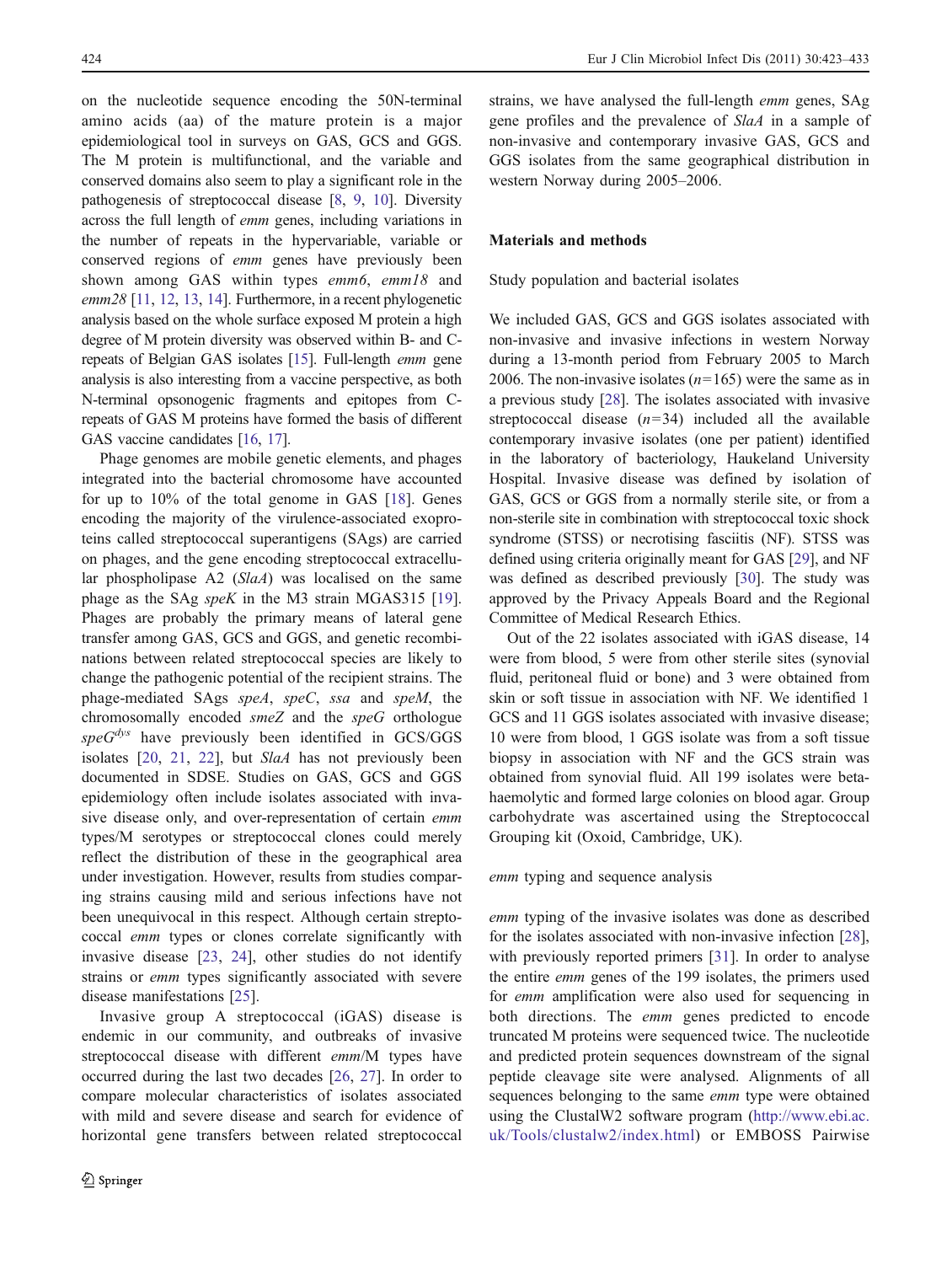on the nucleotide sequence encoding the 50N-terminal amino acids (aa) of the mature protein is a major epidemiological tool in surveys on GAS, GCS and GGS. The M protein is multifunctional, and the variable and conserved domains also seem to play a significant role in the pathogenesis of streptococcal disease [8, 9, 10]. Diversity across the full length of *emm* genes, including variations in the number of repeats in the hypervariable, variable or conserved regions of *emm* genes have previously been shown among GAS within types *emm6*, *emm18* and *emm28* [11, 12, 13, 14]. Furthermore, in a recent phylogenetic analysis based on the whole surface exposed M protein a high degree of M protein diversity was observed within B- and C-repeats of Belgian GAS isolates [15]. Full-length *emm* gene analysis is also interesting from a vaccine perspective, as both N-terminal opsonogenic fragments and epitopes from C-repeats of GAS M proteins have formed the basis of different GAS vaccine candidates [16, 17].

Phage genomes are mobile genetic elements, and phages integrated into the bacterial chromosome have accounted for up to 10% of the total genome in GAS [18]. Genes encoding the majority of the virulence-associated exoproteins called streptococcal superantigens (SAgs) are carried on phages, and the gene encoding streptococcal extracellular phospholipase A2 (*SlaA*) was localised on the same phage as the SAg *speK* in the M3 strain MGAS315 [19]. Phages are probably the primary means of lateral gene transfer among GAS, GCS and GGS, and genetic recombinations between related streptococcal species are likely to change the pathogenic potential of the recipient strains. The phage-mediated SAgs *speA*, *speC*, *ssa* and *speM*, the chromosomally encoded *smeZ* and the *speG* orthologue $speG^{dys}$ have previously been identified in GCS/GGS isolates [20, 21, 22], but *SlaA* has not previously been documented in SDSE. Studies on GAS, GCS and GGS epidemiology often include isolates associated with invasive disease only, and over-representation of certain *emm* types/M serotypes or streptococcal clones could merely reflect the distribution of these in the geographical area under investigation. However, results from studies comparing strains causing mild and serious infections have not been unequivocal in this respect. Although certain streptococcal *emm* types or clones correlate significantly with invasive disease [23, 24], other studies do not identify strains or *emm* types significantly associated with severe disease manifestations [25].

Invasive group A streptococcal (iGAS) disease is endemic in our community, and outbreaks of invasive streptococcal disease with different *emm*/M types have occurred during the last two decades [26, 27]. In order to compare molecular characteristics of isolates associated with mild and severe disease and search for evidence of horizontal gene transfers between related streptococcal strains, we have analysed the full-length *emm* genes, SAg gene profiles and the prevalence of *SlaA* in a sample of non-invasive and contemporary invasive GAS, GCS and GGS isolates from the same geographical distribution in western Norway during 2005–2006.

## Materials and methods

### Study population and bacterial isolates

We included GAS, GCS and GGS isolates associated with non-invasive and invasive infections in western Norway during a 13-month period from February 2005 to March 2006. The non-invasive isolates ($n$=165) were the same as in a previous study [28]. The isolates associated with invasive streptococcal disease ($n$=34) included all the available contemporary invasive isolates (one per patient) identified in the laboratory of bacteriology, Haukeland University Hospital. Invasive disease was defined by isolation of GAS, GCS or GGS from a normally sterile site, or from a non-sterile site in combination with streptococcal toxic shock syndrome (STSS) or necrotising fasciitis (NF). STSS was defined using criteria originally meant for GAS [29], and NF was defined as described previously [30]. The study was approved by the Privacy Appeals Board and the Regional Committee of Medical Research Ethics.

Out of the 22 isolates associated with iGAS disease, 14 were from blood, 5 were from other sterile sites (synovial fluid, peritoneal fluid or bone) and 3 were obtained from skin or soft tissue in association with NF. We identified 1 GCS and 11 GGS isolates associated with invasive disease; 10 were from blood, 1 GGS isolate was from a soft tissue biopsy in association with NF and the GCS strain was obtained from synovial fluid. All 199 isolates were beta-haemolytic and formed large colonies on blood agar. Group carbohydrate was ascertained using the Streptococcal Grouping kit (Oxoid, Cambridge, UK).

### *emm* typing and sequence analysis

*emm* typing of the invasive isolates was done as described for the isolates associated with non-invasive infection [28], with previously reported primers [31]. In order to analyse the entire *emm* genes of the 199 isolates, the primers used for *emm* amplification were also used for sequencing in both directions. The *emm* genes predicted to encode truncated M proteins were sequenced twice. The nucleotide and predicted protein sequences downstream of the signal peptide cleavage site were analysed. Alignments of all sequences belonging to the same *emm* type were obtained using the ClustalW2 software program (http://www.ebi.ac.uk/Tools/clustalw2/index.html) or EMBOSS Pairwise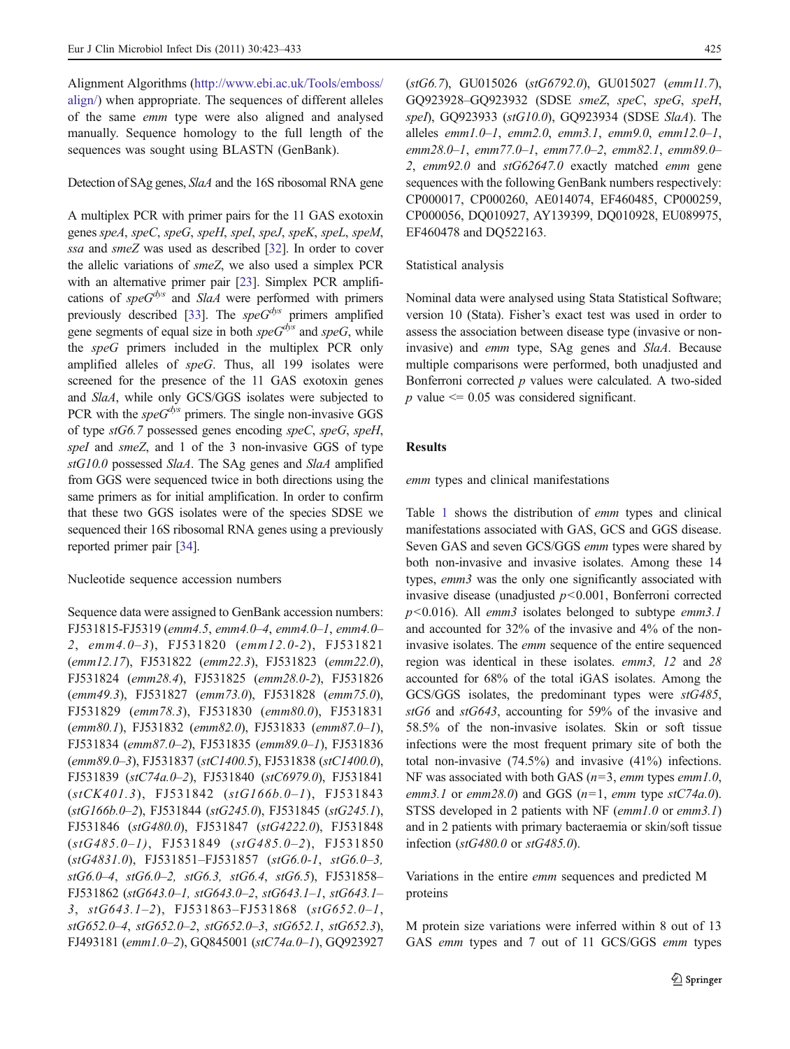Alignment Algorithms (http://www.ebi.ac.uk/Tools/emboss/align/) when appropriate. The sequences of different alleles of the same *emm* type were also aligned and analysed manually. Sequence homology to the full length of the sequences was sought using BLASTN (GenBank).

### Detection of SAg genes, *SlaA* and the 16S ribosomal RNA gene

A multiplex PCR with primer pairs for the 11 GAS exotoxin genes *speA*, *speC*, *speG*, *speH*, *speI*, *speJ*, *speK*, *speL*, *speM*, *ssa* and *smeZ* was used as described [32]. In order to cover the allelic variations of *smeZ*, we also used a simplex PCR with an alternative primer pair [23]. Simplex PCR amplifications of $speG^{dys}$ and *SlaA* were performed with primers previously described [33]. The $speG^{dys}$ primers amplified gene segments of equal size in both $speG^{dys}$ and *speG*, while the *speG* primers included in the multiplex PCR only amplified alleles of *speG*. Thus, all 199 isolates were screened for the presence of the 11 GAS exotoxin genes and *SlaA*, while only GCS/GGS isolates were subjected to PCR with the $speG^{dys}$ primers. The single non-invasive GGS of type *stG6.7* possessed genes encoding *speC*, *speG*, *speH*, *speI* and *smeZ*, and 1 of the 3 non-invasive GGS of type *stG10.0* possessed *SlaA*. The SAg genes and *SlaA* amplified from GGS were sequenced twice in both directions using the same primers as for initial amplification. In order to confirm that these two GGS isolates were of the species SDSE we sequenced their 16S ribosomal RNA genes using a previously reported primer pair [34].

### Nucleotide sequence accession numbers

Sequence data were assigned to GenBank accession numbers: FJ531815-FJ5319 (*emm4.5*, *emm4.0–4*, *emm4.0–1*, *emm4.0–2*, *emm4.0–3*), FJ531820 (*emm12.0-2*), FJ531821 (*emm12.17*), FJ531822 (*emm22.3*), FJ531823 (*emm22.0*), FJ531824 (*emm28.4*), FJ531825 (*emm28.0-2*), FJ531826 (*emm49.3*), FJ531827 (*emm73.0*), FJ531828 (*emm75.0*), FJ531829 (*emm78.3*), FJ531830 (*emm80.0*), FJ531831 (*emm80.1*), FJ531832 (*emm82.0*), FJ531833 (*emm87.0–1*), FJ531834 (*emm87.0–2*), FJ531835 (*emm89.0–1*), FJ531836 (*emm89.0–3*), FJ531837 (*stC1400.5*), FJ531838 (*stC1400.0*), FJ531839 (*stC74a.0–2*), FJ531840 (*stC6979.0*), FJ531841 (*stCK401.3*), FJ531842 (*stG166b.0–1*), FJ531843 (*stG166b.0–2*), FJ531844 (*stG245.0*), FJ531845 (*stG245.1*), FJ531846 (*stG480.0*), FJ531847 (*stG4222.0*), FJ531848 (*stG485.0–1*), FJ531849 (*stG485.0–2*), FJ531850 (*stG4831.0*), FJ531851–FJ531857 (*stG6.0-1*, *stG6.0–3*, *stG6.0–4*, *stG6.0–2*, *stG6.3*, *stG6.4*, *stG6.5*), FJ531858–FJ531862 (*stG643.0–1*, *stG643.0–2*, *stG643.1–1*, *stG643.1–3*, *stG643.1–2*), FJ531863–FJ531868 (*stG652.0–1*, *stG652.0–4*, *stG652.0–2*, *stG652.0–3*, *stG652.1*, *stG652.3*), FJ493181 (*emm1.0–2*), GQ845001 (*stC74a.0–1*), GQ923927 (*stG6.7*), GU015026 (*stG6792.0*), GU015027 (*emm11.7*), GQ923928–GQ923932 (SDSE *smeZ*, *speC*, *speG*, *speH*, *speI*), GQ923933 (*stG10.0*), GQ923934 (SDSE *SlaA*). The alleles *emm1.0–1*, *emm2.0*, *emm3.1*, *emm9.0*, *emm12.0–1*, *emm28.0–1*, *emm77.0–1*, *emm77.0–2*, *emm82.1*, *emm89.0–2*, *emm92.0* and *stG62647.0* exactly matched *emm* gene sequences with the following GenBank numbers respectively: CP000017, CP000260, AE014074, EF460485, CP000259, CP000056, DQ010927, AY139399, DQ010928, EU089975, EF460478 and DQ522163.

### Statistical analysis

Nominal data were analysed using Stata Statistical Software; version 10 (Stata). Fisher's exact test was used in order to assess the association between disease type (invasive or non-invasive) and *emm* type, SAg genes and *SlaA*. Because multiple comparisons were performed, both unadjusted and Bonferroni corrected $p$ values were calculated. A two-sided $p$ value $\leq 0.05$ was considered significant.

## Results

### *emm* types and clinical manifestations

Table 1 shows the distribution of *emm* types and clinical manifestations associated with GAS, GCS and GGS disease. Seven GAS and seven GCS/GGS *emm* types were shared by both non-invasive and invasive isolates. Among these 14 types, *emm3* was the only one significantly associated with invasive disease (unadjusted $p<0.001$, Bonferroni corrected $p<0.016$). All *emm3* isolates belonged to subtype *emm3.1* and accounted for 32% of the invasive and 4% of the non-invasive isolates. The *emm* sequence of the entire sequenced region was identical in these isolates. *emm3, 12* and *28* accounted for 68% of the total iGAS isolates. Among the GCS/GGS isolates, the predominant types were *stG485*, *stG6* and *stG643*, accounting for 59% of the invasive and 58.5% of the non-invasive isolates. Skin or soft tissue infections were the most frequent primary site of both the total non-invasive (74.5%) and invasive (41%) infections. NF was associated with both GAS ($n=3$, *emm* types *emm1.0*, *emm3.1* or *emm28.0*) and GGS ($n=1$, *emm* type *stC74a.0*). STSS developed in 2 patients with NF (*emm1.0* or *emm3.1*) and in 2 patients with primary bacteraemia or skin/soft tissue infection (*stG480.0* or *stG485.0*).

### Variations in the entire *emm* sequences and predicted M proteins

M protein size variations were inferred within 8 out of 13 GAS *emm* types and 7 out of 11 GCS/GGS *emm* types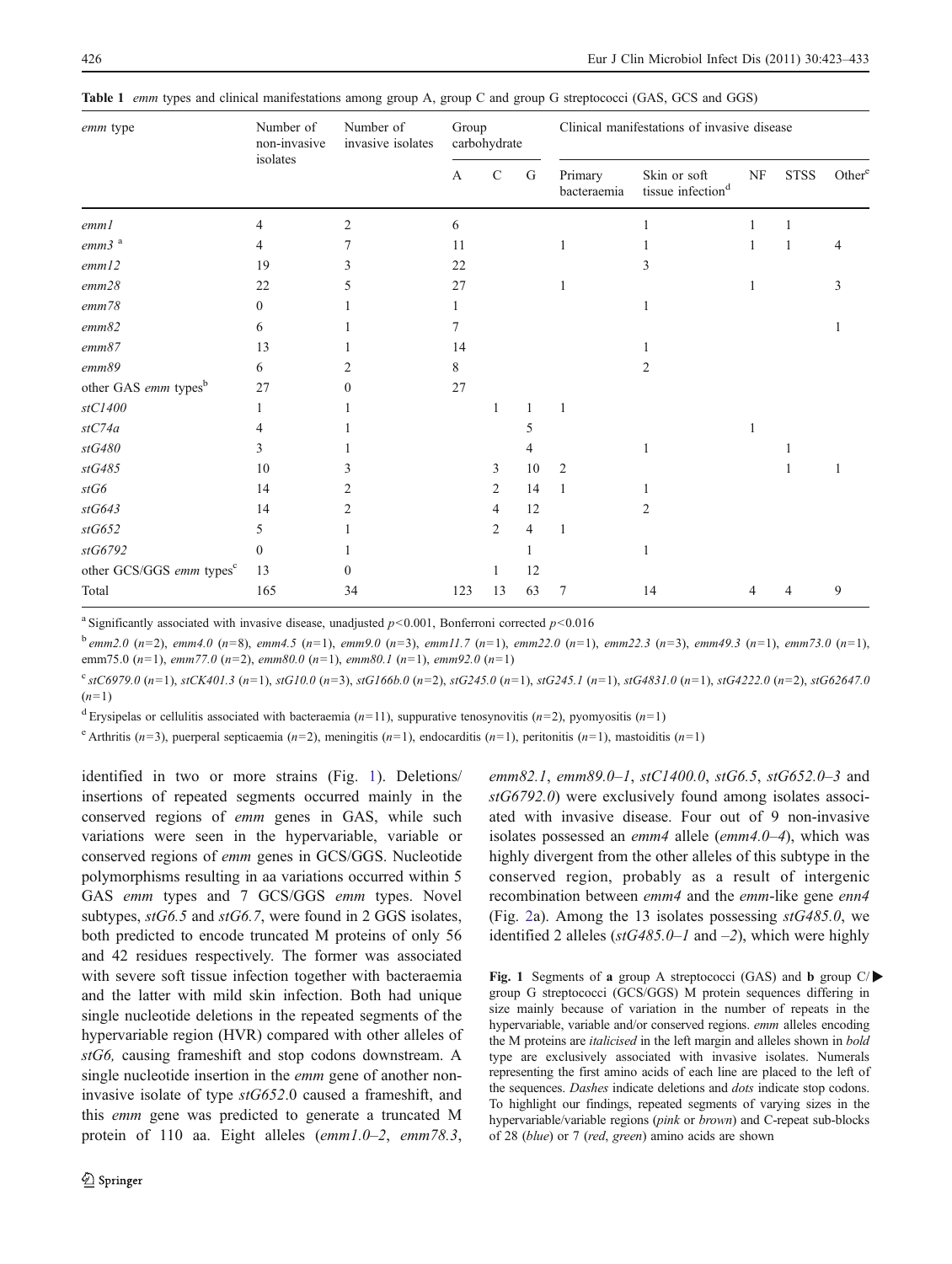**Table 1** *emm* types and clinical manifestations among group A, group C and group G streptococci (GAS, GCS and GGS)

| *emm* type | Number of non-invasive isolates | Number of invasive isolates | Group carbohydrate | | | Clinical manifestations of invasive disease | | | | |
|---|---|---|---|---|---|---|---|---|---|---|
| | | | A | C | G | Primary bacteraemia | Skin or soft tissue infection[d] | NF | STSS | Other[e] |
| *emm1* | 4 | 2 | 6 | | | | 1 | 1 | 1 | |
| *emm3* [a] | 4 | 7 | 11 | | | 1 | 1 | 1 | 1 | 4 |
| *emm12* | 19 | 3 | 22 | | | | 3 | | | |
| *emm28* | 22 | 5 | 27 | | | 1 | | 1 | | 3 |
| *emm78* | 0 | 1 | 1 | | | | 1 | | | |
| *emm82* | 6 | 1 | 7 | | | | | | | 1 |
| *emm87* | 13 | 1 | 14 | | | | 1 | | | |
| *emm89* | 6 | 2 | 8 | | | | 2 | | | |
| other GAS *emm* types[b] | 27 | 0 | 27 | | | | | | | |
| *stC1400* | 1 | 1 | | 1 | 1 | 1 | | | | |
| *stC74a* | 4 | 1 | | | 5 | | | 1 | | |
| *stG480* | 3 | 1 | | | 4 | | 1 | | 1 | |
| *stG485* | 10 | 3 | | 3 | 10 | 2 | | | 1 | 1 |
| *stG6* | 14 | 2 | | 2 | 14 | 1 | 1 | | | |
| *stG643* | 14 | 2 | | 4 | 12 | | 2 | | | |
| *stG652* | 5 | 1 | | 2 | 4 | 1 | | | | |
| *stG6792* | 0 | 1 | | | 1 | | 1 | | | |
| other GCS/GGS *emm* types[c] | 13 | 0 | | 1 | 12 | | | | | |
| Total | 165 | 34 | 123 | 13 | 63 | 7 | 14 | 4 | 4 | 9 |

[a] Significantly associated with invasive disease, unadjusted $p<0.001$, Bonferroni corrected $p<0.016$

[b] *emm2.0* ($n=2$), *emm4.0* ($n=8$), *emm4.5* ($n=1$), *emm9.0* ($n=3$), *emm11.7* ($n=1$), *emm22.0* ($n=1$), *emm22.3* ($n=3$), *emm49.3* ($n=1$), *emm73.0* ($n=1$), emm75.0 ($n=1$), *emm77.0* ($n=2$), *emm80.0* ($n=1$), *emm80.1* ($n=1$), *emm92.0* ($n=1$)

[c] *stC6979.0* ($n=1$), *stCK401.3* ($n=1$), *stG10.0* ($n=3$), *stG166b.0* ($n=2$), *stG245.0* ($n=1$), *stG245.1* ($n=1$), *stG4831.0* ($n=1$), *stG4222.0* ($n=2$), *stG62647.0* ($n=1$)

[d] Erysipelas or cellulitis associated with bacteraemia ($n=11$), suppurative tenosynovitis ($n=2$), pyomyositis ($n=1$)

[e] Arthritis ($n=3$), puerperal septicaemia ($n=2$), meningitis ($n=1$), endocarditis ($n=1$), peritonitis ($n=1$), mastoiditis ($n=1$)

identified in two or more strains (Fig. 1). Deletions/insertions of repeated segments occurred mainly in the conserved regions of *emm* genes in GAS, while such variations were seen in the hypervariable, variable or conserved regions of *emm* genes in GCS/GGS. Nucleotide polymorphisms resulting in aa variations occurred within 5 GAS *emm* types and 7 GCS/GGS *emm* types. Novel subtypes, *stG6.5* and *stG6.7*, were found in 2 GGS isolates, both predicted to encode truncated M proteins of only 56 and 42 residues respectively. The former was associated with severe soft tissue infection together with bacteraemia and the latter with mild skin infection. Both had unique single nucleotide deletions in the repeated segments of the hypervariable region (HVR) compared with other alleles of *stG6,* causing frameshift and stop codons downstream. A single nucleotide insertion in the *emm* gene of another non-invasive isolate of type *stG652*.0 caused a frameshift, and this *emm* gene was predicted to generate a truncated M protein of 110 aa. Eight alleles (*emm1.0–2*, *emm78.3*, *emm82.1*, *emm89.0–1*, *stC1400.0*, *stG6.5*, *stG652.0–3* and *stG6792.0*) were exclusively found among isolates associated with invasive disease. Four out of 9 non-invasive isolates possessed an *emm4* allele (*emm4.0–4*), which was highly divergent from the other alleles of this subtype in the conserved region, probably as a result of intergenic recombination between *emm4* and the *emm*-like gene *enn4* (Fig. 2a). Among the 13 isolates possessing *stG485.0*, we identified 2 alleles (*stG485.0–1* and *–2*), which were highly

**Fig. 1** Segments of **a** group A streptococci (GAS) and **b** group C/group G streptococci (GCS/GGS) M protein sequences differing in size mainly because of variation in the number of repeats in the hypervariable, variable and/or conserved regions. *emm* alleles encoding the M proteins are *italicised* in the left margin and alleles shown in **bold** type are exclusively associated with invasive isolates. Numerals representing the first amino acids of each line are placed to the left of the sequences. *Dashes* indicate deletions and *dots* indicate stop codons. To highlight our findings, repeated segments of varying sizes in the hypervariable/variable regions (*pink* or *brown*) and C-repeat sub-blocks of 28 (*blue*) or 7 (*red*, *green*) amino acids are shown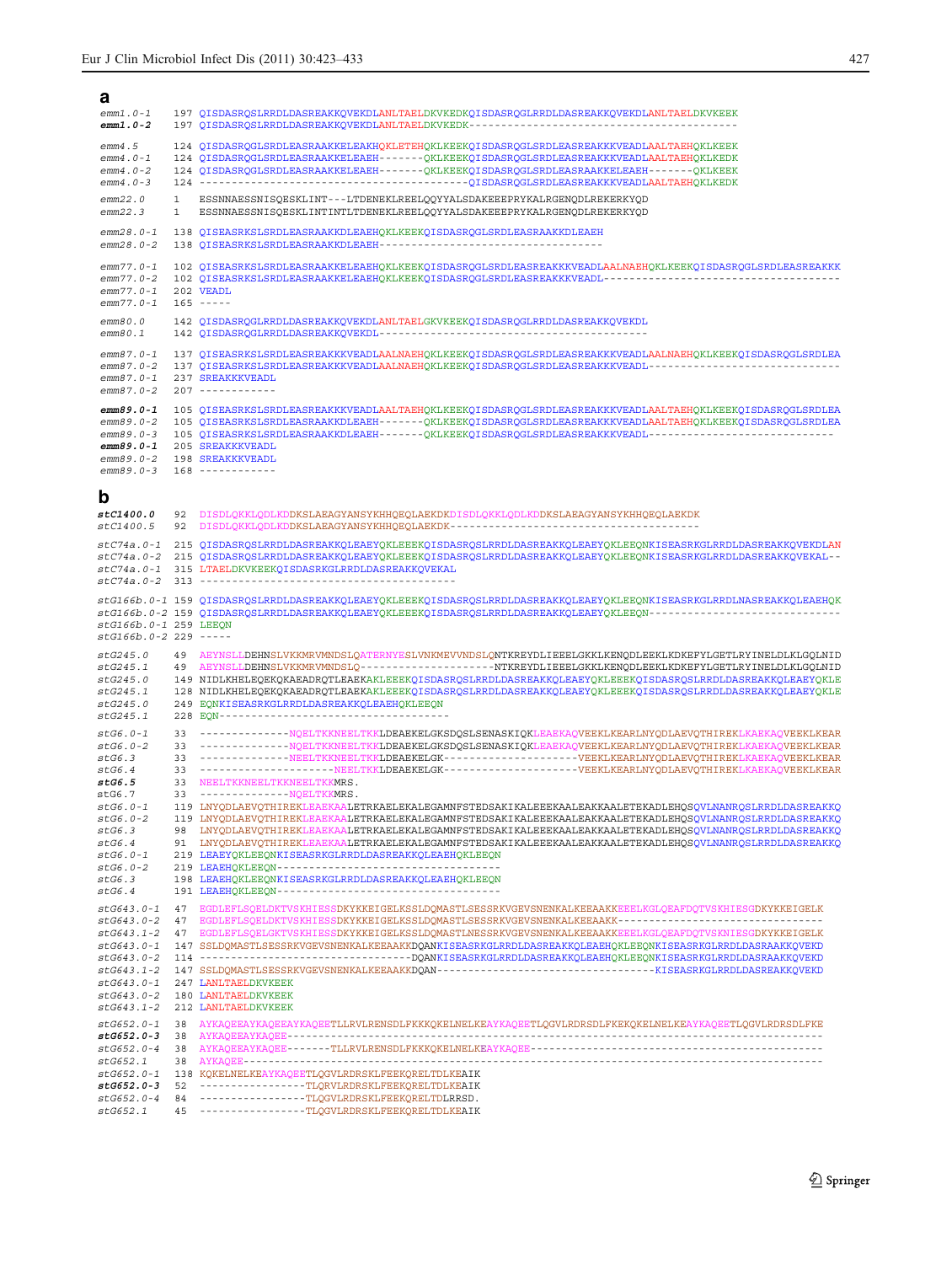**a**

```
emm1.0-1    197 QISDASRQSLRRDLDASREAKKQVEKDLANLTAELDKVKEDKQISDASRQGLRRDLDASREAKKQVEKDLANLTAELDKVKEEK
emm1.0-2    197 QISDASRQSLRRDLDASREAKKQVEKDLANLTAELDKVKEDK------------------------------------------

emm4.5      124 QISDASRQGLSRDLEASRAAKKELEAKHQKLETEHQKLKEEKQISDASRQGLSRDLEASREAKKKVEADLAALTAEHQKLKEEK
emm4.0-1    124 QISDASRQGLSRDLEASRAAKKELEAEH-------QKLKEEKQISDASRQGLSRDLEASREAKKKVEADLAALTAEHQKLKEDK
emm4.0-2    124 QISDASRQGLSRDLEASRAAKKELEAEH-------QKLKEEKQISDASRQGLSRDLEASRAAKKELEAEH-------QKLKEEK
emm4.0-3    124 -----------------------------------------QISDASRQGLSRDLEASREAKKKVEADLAALTAEHQKLKEDK

emm22.0     1   ESSNNAESSNISQESKLINT---LTDENEKLREELQQYYALSDAKEEEPRYKALRGENQDLREKERKYQD
emm22.3     1   ESSNNAESSNISQESKLINTINTLTDENEKLREELQQYYALSDAKEEEPRYKALRGENQDLREKERKYQD

emm28.0-1   138 QISEASRKSLSRDLEASRAAKKDLEAEHQKLKEEKQISDASRQGLSRDLEASRAAKKDLEAEH
emm28.0-2   138 QISEASRKSLSRDLEASRAAKKDLEAEH-----------------------------------

emm77.0-1   102 QISEASRKSLSRDLEASRAAKKELEAEHQKLKEEKQISDASRQGLSRDLEASREAKKKVEADLAALNAEHQKLKEEKQISDASRQGLSRDLEASREAKKK
emm77.0-2   102 QISEASRKSLSRDLEASRAAKKELEAEHQKLKEEKQISDASRQGLSRDLEASREAKKKVEADL-------------------------------------
emm77.0-1   202 VEADL
emm77.0-1   165 -----

emm80.0     142 QISDASRQGLRRDLDASREAKKQVEKDLANLTAELGKVKEEKQISDASRQGLRRDLDASREAKKQVEKDL
emm80.1     142 QISDASRQGLRRDLDASREAKKQVEKDL------------------------------------------

emm87.0-1   137 QISEASRKSLSRDLEASREAKKKVEADLAALNAEHQKLKEEKQISDASRQGLSRDLEASREAKKKVEADLAALNAEHQKLKEEKQISDASRQGLSRDLEA
emm87.0-2   137 QISEASRKSLSRDLEASREAKKKVEADLAALNAEHQKLKEEKQISDASRQGLSRDLEASREAKKKVEADL------------------------------
emm87.0-1   237 SREAKKKVEADL
emm87.0-2   207 ------------

emm89.0-1   105 QISEASRKSLSRDLEASREAKKKVEADLAALTAEHQKLKEEKQISDASRQGLSRDLEASREAKKKVEADLAALTAEHQKLKEEKQISDASRQGLSRDLEA
emm89.0-2   105 QISEASRKSLSRDLEASRAAKKDLEAEH-------QKLKEEKQISDASRQGLSRDLEASREAKKKVEADLAALTAEHQKLKEEKQISDASRQGLSRDLEA
emm89.0-3   105 QISEASRKSLSRDLEASRAAKKDLEAEH-------QKLKEEKQISDASRQGLSRDLEASREAKKKVEADL-----------------------------
emm89.0-1   205 SREAKKKVEADL
emm89.0-2   198 SREAKKKVEADL
emm89.0-3   168 ------------
```

**b**

```
stC1400.0   92  DISDLQKKLQDLKDDKSLAEAGYANSYKHHQEQLAEKDKDISDLQKKLQDLKDDKSLAEAGYANSYKHHQEQLAEKDK
stC1400.5   92  DISDLQKKLQDLKDDKSLAEAGYANSYKHHQEQLAEKDK---------------------------------------

stC74a.0-1  215 QISDASRQSLRRDLDASREAKKQLEAEYQKLEEEKQISDASRQSLRRDLDASREAKKQLEAEYQKLEEQNKISEASRKGLRRDLDASREAKKQVEKDLAN
stC74a.0-2  215 QISDASRQSLRRDLDASREAKKQLEAEYQKLEEEKQISDASRQSLRRDLDASREAKKQLEAEYQKLEEQNKISEASRKGLRRDLDASREAKKQVEKAL--
stC74a.0-1  315 LTAELDKVKEEKQISDASRKGLRRDLDASREAKKQVEKAL
stC74a.0-2  313 ----------------------------------------

stG166b.0-1 159 QISDASRQSLRRDLDASREAKKQLEAEYQKLEEEKQISDASRQSLRRDLDASREAKKQLEAEYQKLEEQNKISEASRKGLRRDLNASREAKKQLEAEHQK
stG166b.0-2 159 QISDASRQSLRRDLDASREAKKQLEAEYQKLEEEKQISDASRQSLRRDLDASREAKKQLEAEYQKLEEQN------------------------------
stG166b.0-1 259 LEEQN
stG166b.0-2 229 -----

stG245.0    49  AEYNSLLDEHNSLVKKMRVMNDSLQATERNYESLVNKMEVVNDSLQNTKREYDLIEEELGKKLKENQDLEEKLKDKEFYLGETLRYINELDLKLGQLNID
stG245.1    49  AEYNSLLDEHNSLVKKMRVMNDSLQ--------------------NTKREYDLIEEELGKKLKENQDLEEKLKDKEFYLGETLRYINELDLKLGQLNID
stG245.0    149 NIDLKHELEQEKQKAEADRQTLEAEKAKLEEEKQISDASRQSLRRDLDASREAKKQLEAEYQKLEEEKQISDASRQSLRRDLDASREAKKQLEAEYQKLE
stG245.1    128 NIDLKHELEQEKQKAEADRQTLEAEKAKLEEEKQISDASRQSLRRDLDASREAKKQLEAEYQKLEEEKQISDASRQSLRRDLDASREAKKQLEAEYQKLE
stG245.0    249 EQNKISEASRKGLRRDLDASREAKKQLEAEHQKLEEQN
stG245.1    228 EQN-----------------------------------

stG6.0-1    33  --------------NQELTKKNEELTKKLDEAEKELGKSDQSLSENASKIQKLEAEKAQVEEKLKEARLNYQDLAEVQTHIREKLKAEKAQVEEKLKEAR
stG6.0-2    33  --------------NQELTKKNEELTKKLDEAEKELGKSDQSLSENASKIQKLEAEKAQVEEKLKEARLNYQDLAEVQTHIREKLKAEKAQVEEKLKEAR
stG6.3      33  --------------NEELTKKNEELTKKLDEAEKELGK---------------------VEEKLKEARLNYQDLAEVQTHIREKLKAEKAQVEEKLKEAR
stG6.4      33  ---------------------NEELTKKLDEAEKELGK---------------------VEEKLKEARLNYQDLAEVQTHIREKLKAEKAQVEEKLKEAR
stG6.5      33  NEELTKKNEELTKKNEELTKKMRS.
stG6.7      33  --------------NQELTKKMRS.
stG6.0-1    119 LNYQDLAEVQTHIREKLEAEKAALETRKAELEKALEGAMNFSTEDSAKIKALEEEKAALEAKKAALETEKADLEHQSQVLNANRQSLRRDLDASREAKKQ
stG6.0-2    119 LNYQDLAEVQTHIREKLEAEKAALETRKAELEKALEGAMNFSTEDSAKIKALEEEKAALEAKKAALETEKADLEHQSQVLNANRQSLRRDLDASREAKKQ
stG6.3      98  LNYQDLAEVQTHIREKLEAEKAALETRKAELEKALEGAMNFSTEDSAKIKALEEEKAALEAKKAALETEKADLEHQSQVLNANRQSLRRDLDASREAKKQ
stG6.4      91  LNYQDLAEVQTHIREKLEAEKAALETRKAELEKALEGAMNFSTEDSAKIKALEEEKAALEAKKAALETEKADLEHQSQVLNANRQSLRRDLDASREAKKQ
stG6.0-1    219 LEAEYQKLEEQNKISEASRKGLRRDLDASREAKKQLEAEHQKLEEQN
stG6.0-2    219 LEAEHQKLEEQN-----------------------------------
stG6.3      198 LEAEHQKLEEQNKISEASRKGLRRDLDASREAKKQLEAEHQKLEEQN
stG6.4      191 LEAEHQKLEEQN-----------------------------------

stG643.0-1  47  EGDLEFLSQELDKTVSKHIESSDKYKKEIGELKSSLDQMASTLSESSRKVGEVSNENKALKEEAAKKEEELKGLQEAFDQTVSKHIESGDKYKKEIGELK
stG643.0-2  47  EGDLEFLSQELDKTVSKHIESSDKYKKEIGELKSSLDQMASTLSESSRKVGEVSNENKALKEEAAKK--------------------------------
stG643.1-2  47  EGDLEFLSQELGKTVSKHIESSDKYKKEIGELKSSLDQMASTLNESSRKVGEVSNENKALKEEAAKKEEELKGLQEAFDQTVSKNIESGDKYKKEIGELK
stG643.0-1  147 SSLDQMASTLSESSRKVGEVSNENKALKEEAAKKDQANKISEASRKGLRRDLDASREAKKQLEAEHQKLEEQNKISEASRKGLRRDLDASRAAKKQVEKD
stG643.0-2  114 ---------------------------------DQANKISEASRKGLRRDLDASREAKKQLEAEHQKLEEQNKISEASRKGLRRDLDASRAAKKQVEKD
stG643.1-2  147 SSLDQMASTLSESSRKVGEVSNENKALKEEAAKKDQAN----------------------------------KISEASRKGLRRDLDASRAAKKQVEKD
stG643.0-1  247 LANLTAELDKVKEEK
stG643.0-2  180 LANLTAELDKVKEEK
stG643.1-2  212 LANLTAELDKVKEEK

stG652.0-1  38  AYKAQEEAYKAQEEAYKAQEETLLRVLRENSDLFKKKQKELNELKEAYKAQEETLQGVLRDRSDLFKEKQKELNELKEAYKAQEETLQGVLRDRSDLFKE
stG652.0-3  38  AYKAQEEAYKAQEE--------------------------------------------------------------------------------------
stG652.0-4  38  AYKAQEEAYKAQEE-------TLLRVLRENSDLFKKKQKELNELKEAYKAQEE-----------------------------------------------
stG652.1    38  AYKAQEE---------------------------------------------------------------------------------------------
stG652.0-1  138 KQKELNELKEAYKAQEETLQGVLRDRSKLFEEKQRELTDLKEAIK
stG652.0-3  52  -----------------TLQRVLRDRSKLFEEKQRELTDLKEAIK
stG652.0-4  84  -----------------TLQGVLRDRSKLFEEKQRELTDLRRSD.
stG652.1    45  -----------------TLQGVLRDRSKLFEEKQRELTDLKEAIK
```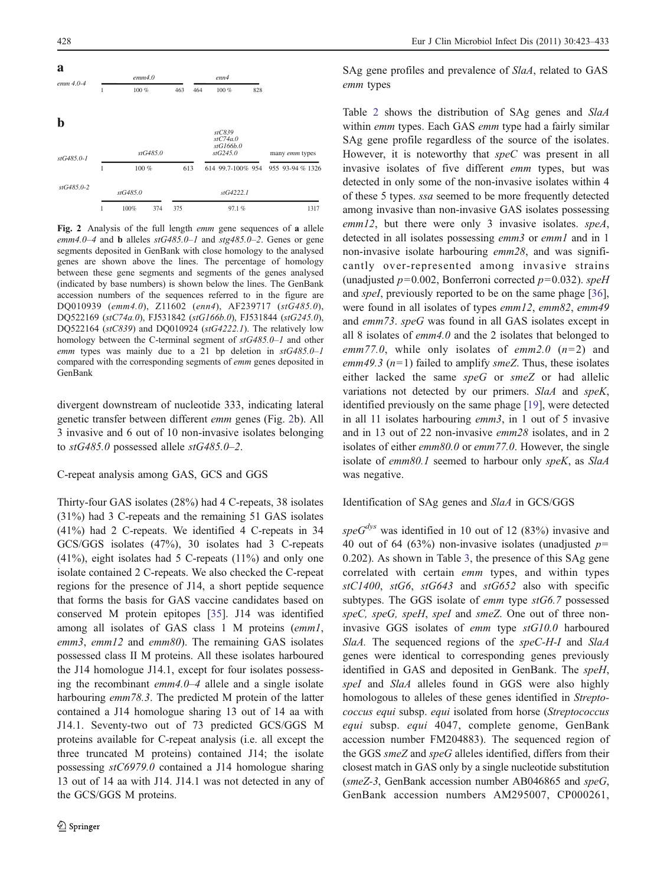a

emm 4.0-4

emm4.0 | enn4

1 100 % 463 | 464 100 % 828

b

stG485.0-1

stG485.0 | stC839 stC74a.0 stG166b.0 stG245.0 | many *emm* types

1 100 % 613 | 614 99.7-100% 954 | 955 93-94 % 1326

stG485.0-2

stG485.0 | stG4222.1

1 100% 374 | 375 97.1 % 1317

**Fig. 2** Analysis of the full length *emm* gene sequences of **a** allele *emm4.0–4* and **b** alleles *stG485.0–1* and *stg485.0–2*. Genes or gene segments deposited in GenBank with close homology to the analysed genes are shown above the lines. The percentage of homology between these gene segments and segments of the genes analysed (indicated by base numbers) is shown below the lines. The GenBank accession numbers of the sequences referred to in the figure are DQ010939 (*emm4.0*), Z11602 (*enn4*), AF239717 (*stG485.0*), DQ522169 (*stC74a.0*), FJ531842 (*stG166b.0*), FJ531844 (*stG245.0*), DQ522164 (*stC839*) and DQ010924 (*stG4222.1*). The relatively low homology between the C-terminal segment of *stG485.0–1* and other *emm* types was mainly due to a 21 bp deletion in *stG485.0–1* compared with the corresponding segments of *emm* genes deposited in GenBank

divergent downstream of nucleotide 333, indicating lateral genetic transfer between different *emm* genes (Fig. 2b). All 3 invasive and 6 out of 10 non-invasive isolates belonging to *stG485.0* possessed allele *stG485.0–2*.

C-repeat analysis among GAS, GCS and GGS

Thirty-four GAS isolates (28%) had 4 C-repeats, 38 isolates (31%) had 3 C-repeats and the remaining 51 GAS isolates (41%) had 2 C-repeats. We identified 4 C-repeats in 34 GCS/GGS isolates (47%), 30 isolates had 3 C-repeats (41%), eight isolates had 5 C-repeats (11%) and only one isolate contained 2 C-repeats. We also checked the C-repeat regions for the presence of J14, a short peptide sequence that forms the basis for GAS vaccine candidates based on conserved M protein epitopes [35]. J14 was identified among all isolates of GAS class 1 M proteins (*emm1*, *emm3*, *emm12* and *emm80*). The remaining GAS isolates possessed class II M proteins. All these isolates harboured the J14 homologue J14.1, except for four isolates possessing the recombinant *emm4.0–4* allele and a single isolate harbouring *emm78.3*. The predicted M protein of the latter contained a J14 homologue sharing 13 out of 14 aa with J14.1. Seventy-two out of 73 predicted GCS/GGS M proteins available for C-repeat analysis (i.e. all except the three truncated M proteins) contained J14; the isolate possessing *stC6979.0* contained a J14 homologue sharing 13 out of 14 aa with J14. J14.1 was not detected in any of the GCS/GGS M proteins.

SAg gene profiles and prevalence of *SlaA*, related to GAS *emm* types

Table 2 shows the distribution of SAg genes and *SlaA* within *emm* types. Each GAS *emm* type had a fairly similar SAg gene profile regardless of the source of the isolates. However, it is noteworthy that *speC* was present in all invasive isolates of five different *emm* types, but was detected in only some of the non-invasive isolates within 4 of these 5 types. *ssa* seemed to be more frequently detected among invasive than non-invasive GAS isolates possessing *emm12*, but there were only 3 invasive isolates. *speA*, detected in all isolates possessing *emm3* or *emm1* and in 1 non-invasive isolate harbouring *emm28*, and was significantly over-represented among invasive strains (unadjusted $p=0.002$, Bonferroni corrected $p=0.032$). *speH* and *speI*, previously reported to be on the same phage [36], were found in all isolates of types *emm12*, *emm82*, *emm49* and *emm73*. *speG* was found in all GAS isolates except in all 8 isolates of *emm4.0* and the 2 isolates that belonged to *emm77.0*, while only isolates of *emm2.0* ($n=2$) and *emm49.3* ($n=1$) failed to amplify *smeZ*. Thus, these isolates either lacked the same *speG* or *smeZ* or had allelic variations not detected by our primers. *SlaA* and *speK*, identified previously on the same phage [19], were detected in all 11 isolates harbouring *emm3*, in 1 out of 5 invasive and in 13 out of 22 non-invasive *emm28* isolates, and in 2 isolates of either *emm80.0* or *emm77.0*. However, the single isolate of *emm80.1* seemed to harbour only *speK*, as *SlaA* was negative.

Identification of SAg genes and *SlaA* in GCS/GGS

*speG*$^{dys}$ was identified in 10 out of 12 (83%) invasive and 40 out of 64 (63%) non-invasive isolates (unadjusted $p=0.202$). As shown in Table 3, the presence of this SAg gene correlated with certain *emm* types, and within types *stC1400*, *stG6*, *stG643* and *stG652* also with specific subtypes. The GGS isolate of *emm* type *stG6.7* possessed *speC, speG, speH, speI* and *smeZ.* One out of three non-invasive GGS isolates of *emm* type *stG10.0* harboured *SlaA.* The sequenced regions of the *speC-H-I* and *SlaA* genes were identical to corresponding genes previously identified in GAS and deposited in GenBank. The *speH*, *speI* and *SlaA* alleles found in GGS were also highly homologous to alleles of these genes identified in *Streptococcus equi* subsp. *equi* isolated from horse (*Streptococcus equi* subsp. *equi* 4047, complete genome, GenBank accession number FM204883). The sequenced region of the GGS *smeZ* and *speG* alleles identified, differs from their closest match in GAS only by a single nucleotide substitution (*smeZ-3*, GenBank accession number AB046865 and *speG*, GenBank accession numbers AM295007, CP000261,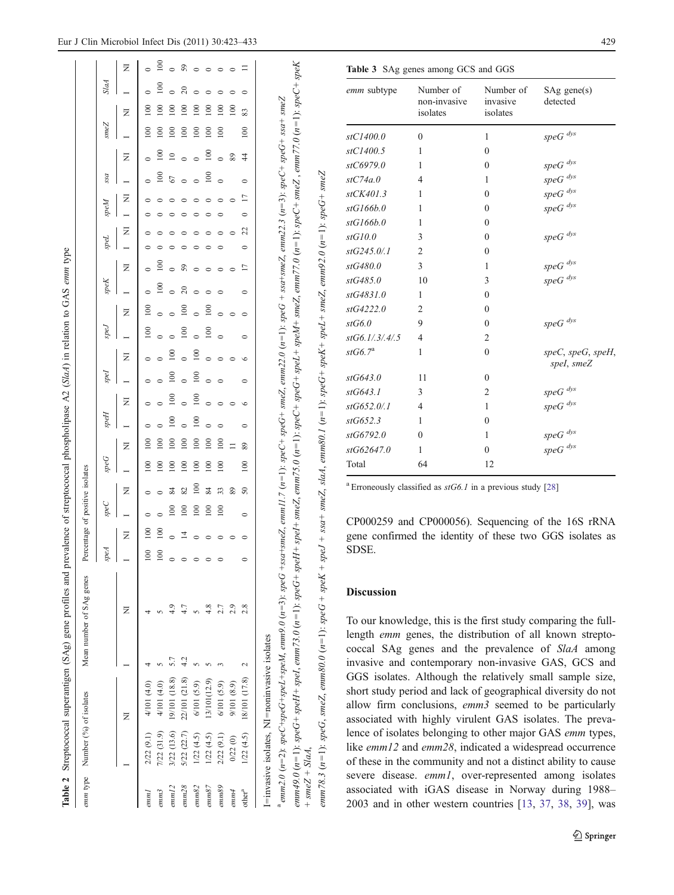**Table 2** Streptococcal superantigen (SAg) gene profiles and prevalence of streptococcal phospholipase A2 (*SlaA*) in relation to GAS *emm* type

| *emm* type | Number (%) of isolates | | Mean number of SAg genes | | Percentage of positive isolates | | | | | | | | | | | | | | | | | | | | | | | |
|---|---|---|---|---|---|---|---|---|---|---|---|---|---|---|---|---|---|---|---|---|---|---|---|---|---|---|---|---|
| | | | | | *speA* | | *speC* | | *speG* | | *speH* | | *speI* | | *speJ* | | *speK* | | *speL* | | *speM* | | *ssa* | | *smeZ* | | *SlaA* | |
| | I | NI | I | NI | I | NI | I | NI | I | NI | I | NI | I | NI | I | NI | I | NI | I | NI | I | NI | I | NI | I | NI | I | NI |
| *emm1* | 2/22 (9.1) | 4/101 (4.0) | 4 | 4 | 100 | 100 | 0 | 0 | 100 | 100 | 0 | 0 | 0 | 0 | 100 | 100 | 0 | 0 | 0 | 0 | 0 | 0 | 0 | 0 | 100 | 100 | 0 | 0 |
| *emm3* | 7/22 (31.9) | 4/101 (4.0) | 5 | 5 | 100 | 100 | 0 | 0 | 100 | 100 | 0 | 0 | 0 | 0 | 0 | 0 | 100 | 100 | 0 | 0 | 0 | 0 | 100 | 100 | 100 | 100 | 100 | 100 |
| *emm12* | 3/22 (13.6) | 19/101 (18.8) | 5.7 | 4.9 | 0 | 0 | 100 | 84 | 100 | 100 | 100 | 100 | 100 | 100 | 0 | 0 | 0 | 0 | 0 | 0 | 0 | 0 | 67 | 10 | 100 | 100 | 0 | 0 |
| *emm28* | 5/22 (22.7) | 22/101 (21.8) | 4.2 | 4.7 | 0 | 14 | 100 | 82 | 100 | 100 | 0 | 0 | 0 | 0 | 100 | 100 | 20 | 59 | 0 | 0 | 0 | 0 | 0 | 0 | 100 | 100 | 20 | 59 |
| *emm82* | 1/22 (4.5) | 6/101 (5.9) | 5 | 5 | 0 | 0 | 100 | 100 | 100 | 100 | 100 | 100 | 100 | 100 | 0 | 0 | 0 | 0 | 0 | 0 | 0 | 0 | 0 | 0 | 100 | 100 | 0 | 0 |
| *emm87* | 1/22 (4.5) | 13/101 (12.9) | 5 | 4.8 | 0 | 0 | 100 | 84 | 100 | 100 | 0 | 0 | 0 | 0 | 100 | 100 | 0 | 0 | 0 | 0 | 0 | 0 | 100 | 100 | 100 | 100 | 0 | 0 |
| *emm89* | 2/22 (9.1) | 6/101 (5.9) | 3 | 2.7 | 0 | 0 | 100 | 33 | 100 | 100 | 0 | 0 | 0 | 0 | 0 | 0 | 0 | 0 | 0 | 0 | 0 | 0 | 0 | 0 | 100 | 100 | 0 | 0 |
| *emm4* | 0/22 (0) | 9/101 (8.9) | | 2.9 | | 0 | | 89 | | 11 | | 0 | | 0 | | 0 | | 0 | | 0 | | 0 | | 89 | | 100 | | 0 |
| other[a] | 1/22 (4.5) | 18/101 (17.8) | 2 | 2.8 | 0 | 0 | 0 | 50 | 100 | 89 | 0 | 6 | 0 | 6 | 0 | 0 | 0 | 17 | 0 | 22 | 0 | 17 | 0 | 44 | 100 | 83 | 0 | 11 |

I=invasive isolates, NI=noninvasive isolates

[a] *emm2.0* (*n*=2): *speC*+*speG*+*speL*+*speM*, *emm9.0* (*n*=3): *speG* +*ssa*+*smeZ*, *emm11.7* (*n*=1): *speC*+ *speG*+ *smeZ*, *emm22.0* (*n*=1): *speG* + *ssa*+*smeZ*, *emm22.3* (*n*=3): *speC*+ *speG*+ *ssa*+ *smeZ*
*emm49.0* (*n*=1): *speG*+ *speH*+ *speI*, *emm73.0* (*n*=1): *speG*+ *speH*+ *speI*+ *smeZ*, *emm75.0* (*n*=1): *speC*+ *speG*+ *speL*+ *speM*+ *smeZ*, *emm77.0* (*n*=1): *speC*+ *smeZ* , *emm77.0* (*n*=1): *speC*+ *speK* + *smeZ* + *SlaA*,
*emm78.3* (*n*=1): *speG*, *smeZ*, *emm80.0* (*n*=1): *speG* + *speK* + *speJ* + *ssa*+ *smeZ*, *slaA*, *emm80.1* (*n*=1): *speG*+ *speK*+ *speL*+ *smeZ*, *emm92.0* (*n*=1): *speG*+ *smeZ*

**Table 3** SAg genes among GCS and GGS

| *emm* subtype | Number of non-invasive isolates | Number of invasive isolates | SAg gene(s) detected |
|---|---|---|---|
| *stC1400.0* | 0 | 1 | *speG* [dys] |
| *stC1400.5* | 1 | 0 | |
| *stC6979.0* | 1 | 0 | *speG* [dys] |
| *stC74a.0* | 4 | 1 | *speG* [dys] |
| *stCK401.3* | 1 | 0 | *speG* [dys] |
| *stG166b.0* | 1 | 0 | *speG* [dys] |
| *stG166b.0* | 1 | 0 | |
| *stG10.0* | 3 | 0 | *speG* [dys] |
| *stG245.0/.1* | 2 | 0 | |
| *stG480.0* | 3 | 1 | *speG* [dys] |
| *stG485.0* | 10 | 3 | *speG* [dys] |
| *stG4831.0* | 1 | 0 | |
| *stG4222.0* | 2 | 0 | |
| *stG6.0* | 9 | 0 | *speG* [dys] |
| *stG6.1/.3/.4/.5* | 4 | 2 | |
| *stG6.7*[a] | 1 | 0 | *speC, speG, speH, speI, smeZ* |
| *stG643.0* | 11 | 0 | |
| *stG643.1* | 3 | 2 | *speG* [dys] |
| *stG652.0/.1* | 4 | 1 | *speG* [dys] |
| *stG652.3* | 1 | 0 | |
| *stG6792.0* | 0 | 1 | *speG* [dys] |
| *stG62647.0* | 1 | 0 | *speG* [dys] |
| Total | 64 | 12 | |

[a] Erroneously classified as *stG6.1* in a previous study [28]

CP000259 and CP000056). Sequencing of the 16S rRNA gene confirmed the identity of these two GGS isolates as SDSE.

## Discussion

To our knowledge, this is the first study comparing the full-length *emm* genes, the distribution of all known streptococcal SAg genes and the prevalence of *SlaA* among invasive and contemporary non-invasive GAS, GCS and GGS isolates. Although the relatively small sample size, short study period and lack of geographical diversity do not allow firm conclusions, *emm3* seemed to be particularly associated with highly virulent GAS isolates. The prevalence of isolates belonging to other major GAS *emm* types, like *emm12* and *emm28*, indicated a widespread occurrence of these in the community and not a distinct ability to cause severe disease. *emm1*, over-represented among isolates associated with iGAS disease in Norway during 1988–2003 and in other western countries [13, 37, 38, 39], was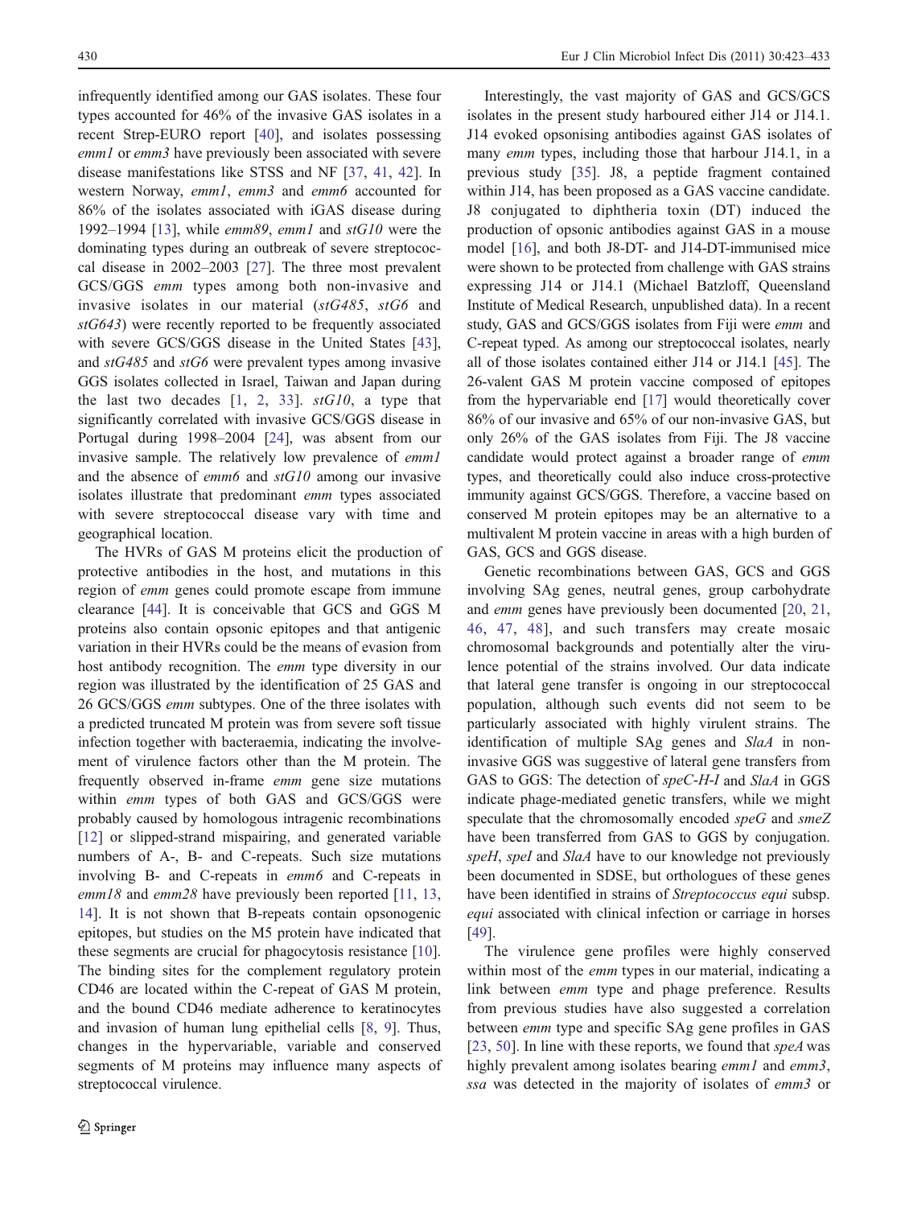infrequently identified among our GAS isolates. These four types accounted for 46% of the invasive GAS isolates in a recent Strep-EURO report [40], and isolates possessing *emm1* or *emm3* have previously been associated with severe disease manifestations like STSS and NF [37, 41, 42]. In western Norway, *emm1*, *emm3* and *emm6* accounted for 86% of the isolates associated with iGAS disease during 1992–1994 [13], while *emm89*, *emm1* and *stG10* were the dominating types during an outbreak of severe streptococcal disease in 2002–2003 [27]. The three most prevalent GCS/GGS *emm* types among both non-invasive and invasive isolates in our material (*stG485*, *stG6* and *stG643*) were recently reported to be frequently associated with severe GCS/GGS disease in the United States [43], and *stG485* and *stG6* were prevalent types among invasive GGS isolates collected in Israel, Taiwan and Japan during the last two decades [1, 2, 33]. *stG10*, a type that significantly correlated with invasive GCS/GGS disease in Portugal during 1998–2004 [24], was absent from our invasive sample. The relatively low prevalence of *emm1* and the absence of *emm6* and *stG10* among our invasive isolates illustrate that predominant *emm* types associated with severe streptococcal disease vary with time and geographical location.

The HVRs of GAS M proteins elicit the production of protective antibodies in the host, and mutations in this region of *emm* genes could promote escape from immune clearance [44]. It is conceivable that GCS and GGS M proteins also contain opsonic epitopes and that antigenic variation in their HVRs could be the means of evasion from host antibody recognition. The *emm* type diversity in our region was illustrated by the identification of 25 GAS and 26 GCS/GGS *emm* subtypes. One of the three isolates with a predicted truncated M protein was from severe soft tissue infection together with bacteraemia, indicating the involvement of virulence factors other than the M protein. The frequently observed in-frame *emm* gene size mutations within *emm* types of both GAS and GCS/GGS were probably caused by homologous intragenic recombinations [12] or slipped-strand mispairing, and generated variable numbers of A-, B- and C-repeats. Such size mutations involving B- and C-repeats in *emm6* and C-repeats in *emm18* and *emm28* have previously been reported [11, 13, 14]. It is not shown that B-repeats contain opsonogenic epitopes, but studies on the M5 protein have indicated that these segments are crucial for phagocytosis resistance [10]. The binding sites for the complement regulatory protein CD46 are located within the C-repeat of GAS M protein, and the bound CD46 mediate adherence to keratinocytes and invasion of human lung epithelial cells [8, 9]. Thus, changes in the hypervariable, variable and conserved segments of M proteins may influence many aspects of streptococcal virulence.

Interestingly, the vast majority of GAS and GCS/GCS isolates in the present study harboured either J14 or J14.1. J14 evoked opsonising antibodies against GAS isolates of many *emm* types, including those that harbour J14.1, in a previous study [35]. J8, a peptide fragment contained within J14, has been proposed as a GAS vaccine candidate. J8 conjugated to diphtheria toxin (DT) induced the production of opsonic antibodies against GAS in a mouse model [16], and both J8-DT- and J14-DT-immunised mice were shown to be protected from challenge with GAS strains expressing J14 or J14.1 (Michael Batzloff, Queensland Institute of Medical Research, unpublished data). In a recent study, GAS and GCS/GGS isolates from Fiji were *emm* and C-repeat typed. As among our streptococcal isolates, nearly all of those isolates contained either J14 or J14.1 [45]. The 26-valent GAS M protein vaccine composed of epitopes from the hypervariable end [17] would theoretically cover 86% of our invasive and 65% of our non-invasive GAS, but only 26% of the GAS isolates from Fiji. The J8 vaccine candidate would protect against a broader range of *emm* types, and theoretically could also induce cross-protective immunity against GCS/GGS. Therefore, a vaccine based on conserved M protein epitopes may be an alternative to a multivalent M protein vaccine in areas with a high burden of GAS, GCS and GGS disease.

Genetic recombinations between GAS, GCS and GGS involving SAg genes, neutral genes, group carbohydrate and *emm* genes have previously been documented [20, 21, 46, 47, 48], and such transfers may create mosaic chromosomal backgrounds and potentially alter the virulence potential of the strains involved. Our data indicate that lateral gene transfer is ongoing in our streptococcal population, although such events did not seem to be particularly associated with highly virulent strains. The identification of multiple SAg genes and *SlaA* in non-invasive GGS was suggestive of lateral gene transfers from GAS to GGS: The detection of *speC-H-I* and *SlaA* in GGS indicate phage-mediated genetic transfers, while we might speculate that the chromosomally encoded *speG* and *smeZ* have been transferred from GAS to GGS by conjugation. *speH*, *speI* and *SlaA* have to our knowledge not previously been documented in SDSE, but orthologues of these genes have been identified in strains of *Streptococcus equi* subsp. *equi* associated with clinical infection or carriage in horses [49].

The virulence gene profiles were highly conserved within most of the *emm* types in our material, indicating a link between *emm* type and phage preference. Results from previous studies have also suggested a correlation between *emm* type and specific SAg gene profiles in GAS [23, 50]. In line with these reports, we found that *speA* was highly prevalent among isolates bearing *emm1* and *emm3*, *ssa* was detected in the majority of isolates of *emm3* or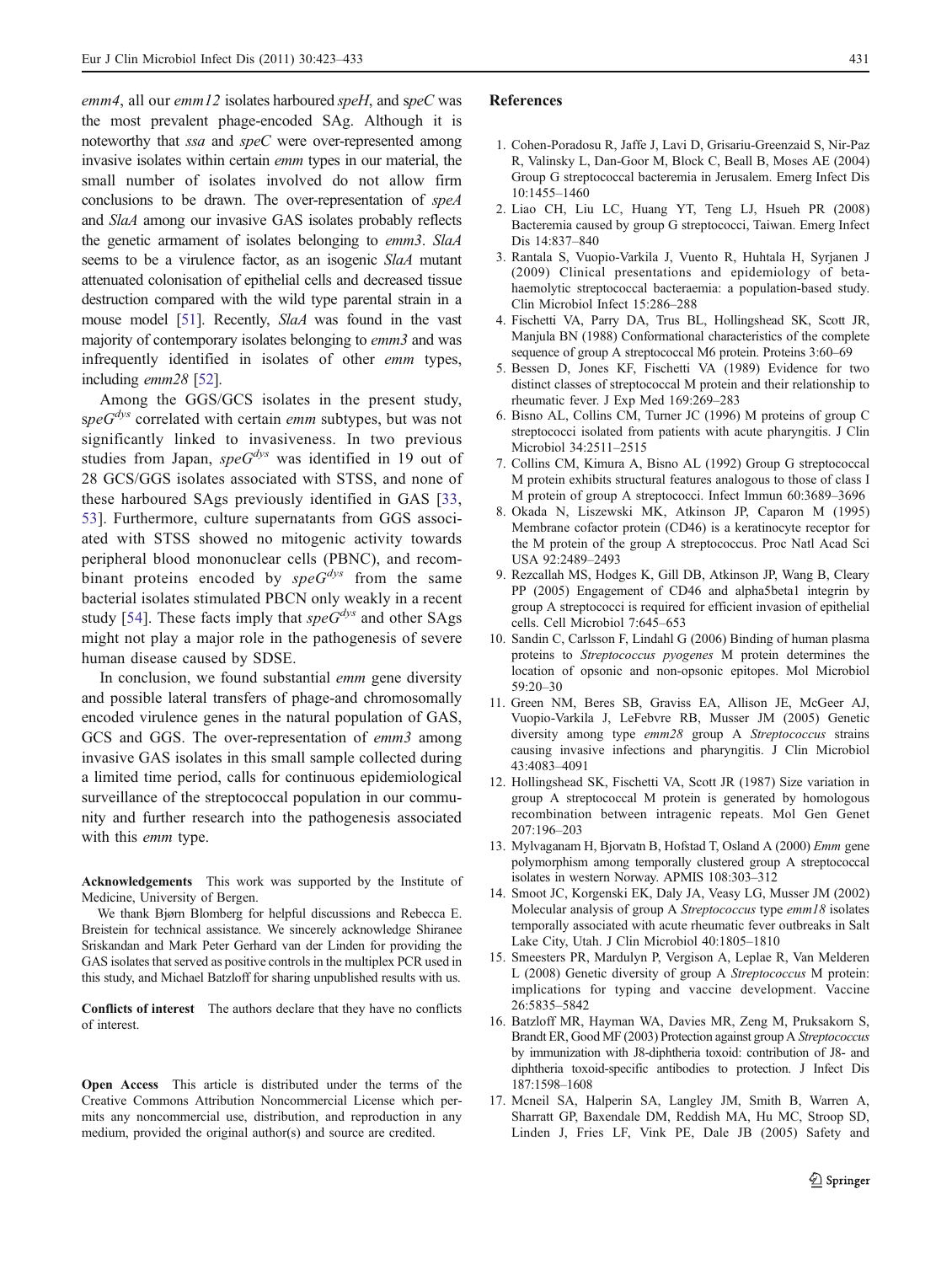*emm4*, all our *emm12* isolates harboured *speH*, and *speC* was the most prevalent phage-encoded SAg. Although it is noteworthy that *ssa* and *speC* were over-represented among invasive isolates within certain *emm* types in our material, the small number of isolates involved do not allow firm conclusions to be drawn. The over-representation of *speA* and *SlaA* among our invasive GAS isolates probably reflects the genetic armament of isolates belonging to *emm3*. *SlaA* seems to be a virulence factor, as an isogenic *SlaA* mutant attenuated colonisation of epithelial cells and decreased tissue destruction compared with the wild type parental strain in a mouse model [51]. Recently, *SlaA* was found in the vast majority of contemporary isolates belonging to *emm3* and was infrequently identified in isolates of other *emm* types, including *emm28* [52].

Among the GGS/GCS isolates in the present study, $speG^{dys}$ correlated with certain *emm* subtypes, but was not significantly linked to invasiveness. In two previous studies from Japan, $speG^{dys}$ was identified in 19 out of 28 GCS/GGS isolates associated with STSS, and none of these harboured SAgs previously identified in GAS [33, 53]. Furthermore, culture supernatants from GGS associated with STSS showed no mitogenic activity towards peripheral blood mononuclear cells (PBNC), and recombinant proteins encoded by $speG^{dys}$ from the same bacterial isolates stimulated PBCN only weakly in a recent study [54]. These facts imply that $speG^{dys}$ and other SAgs might not play a major role in the pathogenesis of severe human disease caused by SDSE.

In conclusion, we found substantial *emm* gene diversity and possible lateral transfers of phage-and chromosomally encoded virulence genes in the natural population of GAS, GCS and GGS. The over-representation of *emm3* among invasive GAS isolates in this small sample collected during a limited time period, calls for continuous epidemiological surveillance of the streptococcal population in our community and further research into the pathogenesis associated with this *emm* type.

**Acknowledgements** This work was supported by the Institute of Medicine, University of Bergen.

We thank Bjørn Blomberg for helpful discussions and Rebecca E. Breistein for technical assistance. We sincerely acknowledge Shiranee Sriskandan and Mark Peter Gerhard van der Linden for providing the GAS isolates that served as positive controls in the multiplex PCR used in this study, and Michael Batzloff for sharing unpublished results with us.

**Conflicts of interest** The authors declare that they have no conflicts of interest.

**Open Access** This article is distributed under the terms of the Creative Commons Attribution Noncommercial License which permits any noncommercial use, distribution, and reproduction in any medium, provided the original author(s) and source are credited.

## References

1. Cohen-Poradosu R, Jaffe J, Lavi D, Grisariu-Greenzaid S, Nir-Paz R, Valinsky L, Dan-Goor M, Block C, Beall B, Moses AE (2004) Group G streptococcal bacteremia in Jerusalem. Emerg Infect Dis 10:1455–1460
2. Liao CH, Liu LC, Huang YT, Teng LJ, Hsueh PR (2008) Bacteremia caused by group G streptococci, Taiwan. Emerg Infect Dis 14:837–840
3. Rantala S, Vuopio-Varkila J, Vuento R, Huhtala H, Syrjanen J (2009) Clinical presentations and epidemiology of beta-haemolytic streptococcal bacteraemia: a population-based study. Clin Microbiol Infect 15:286–288
4. Fischetti VA, Parry DA, Trus BL, Hollingshead SK, Scott JR, Manjula BN (1988) Conformational characteristics of the complete sequence of group A streptococcal M6 protein. Proteins 3:60–69
5. Bessen D, Jones KF, Fischetti VA (1989) Evidence for two distinct classes of streptococcal M protein and their relationship to rheumatic fever. J Exp Med 169:269–283
6. Bisno AL, Collins CM, Turner JC (1996) M proteins of group C streptococci isolated from patients with acute pharyngitis. J Clin Microbiol 34:2511–2515
7. Collins CM, Kimura A, Bisno AL (1992) Group G streptococcal M protein exhibits structural features analogous to those of class I M protein of group A streptococci. Infect Immun 60:3689–3696
8. Okada N, Liszewski MK, Atkinson JP, Caparon M (1995) Membrane cofactor protein (CD46) is a keratinocyte receptor for the M protein of the group A streptococcus. Proc Natl Acad Sci USA 92:2489–2493
9. Rezcallah MS, Hodges K, Gill DB, Atkinson JP, Wang B, Cleary PP (2005) Engagement of CD46 and alpha5beta1 integrin by group A streptococci is required for efficient invasion of epithelial cells. Cell Microbiol 7:645–653
10. Sandin C, Carlsson F, Lindahl G (2006) Binding of human plasma proteins to *Streptococcus pyogenes* M protein determines the location of opsonic and non-opsonic epitopes. Mol Microbiol 59:20–30
11. Green NM, Beres SB, Graviss EA, Allison JE, McGeer AJ, Vuopio-Varkila J, LeFebvre RB, Musser JM (2005) Genetic diversity among type *emm28* group A *Streptococcus* strains causing invasive infections and pharyngitis. J Clin Microbiol 43:4083–4091
12. Hollingshead SK, Fischetti VA, Scott JR (1987) Size variation in group A streptococcal M protein is generated by homologous recombination between intragenic repeats. Mol Gen Genet 207:196–203
13. Mylvaganam H, Bjorvatn B, Hofstad T, Osland A (2000) *Emm* gene polymorphism among temporally clustered group A streptococcal isolates in western Norway. APMIS 108:303–312
14. Smoot JC, Korgenski EK, Daly JA, Veasy LG, Musser JM (2002) Molecular analysis of group A *Streptococcus* type *emm18* isolates temporally associated with acute rheumatic fever outbreaks in Salt Lake City, Utah. J Clin Microbiol 40:1805–1810
15. Smeesters PR, Mardulyn P, Vergison A, Leplae R, Van Melderen L (2008) Genetic diversity of group A *Streptococcus* M protein: implications for typing and vaccine development. Vaccine 26:5835–5842
16. Batzloff MR, Hayman WA, Davies MR, Zeng M, Pruksakorn S, Brandt ER, Good MF (2003) Protection against group A *Streptococcus* by immunization with J8-diphtheria toxoid: contribution of J8- and diphtheria toxoid-specific antibodies to protection. J Infect Dis 187:1598–1608
17. Mcneil SA, Halperin SA, Langley JM, Smith B, Warren A, Sharratt GP, Baxendale DM, Reddish MA, Hu MC, Stroop SD, Linden J, Fries LF, Vink PE, Dale JB (2005) Safety and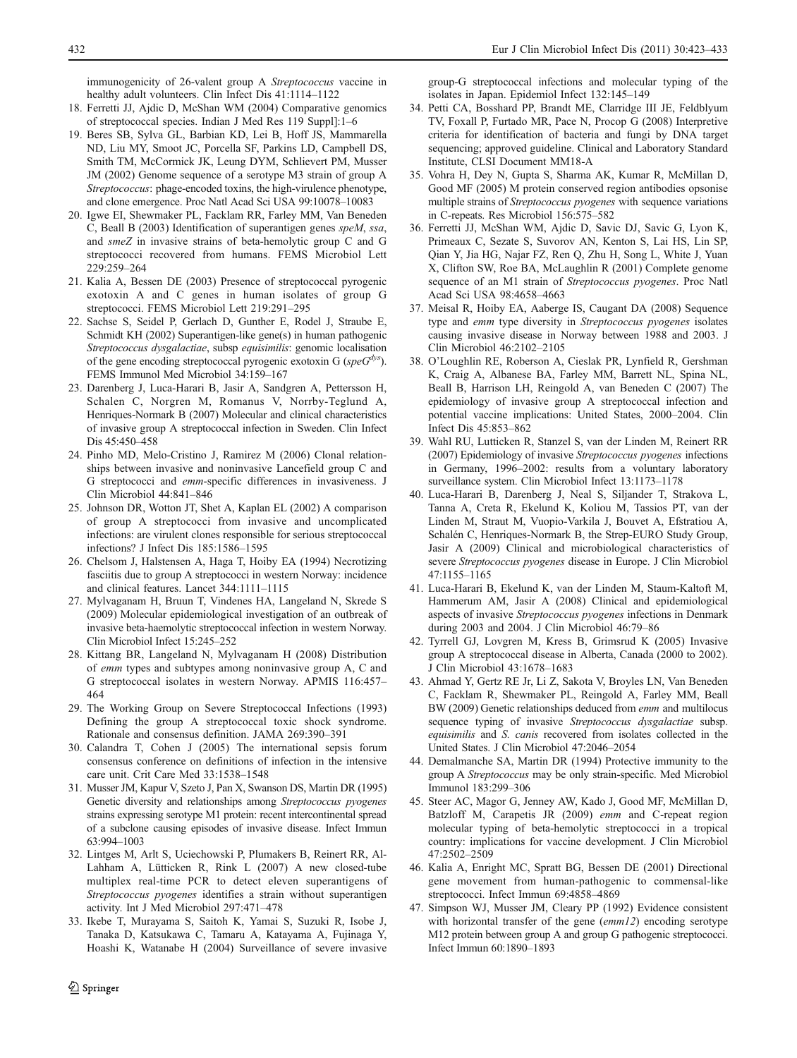immunogenicity of 26-valent group A *Streptococcus* vaccine in healthy adult volunteers. Clin Infect Dis 41:1114–1122

18. Ferretti JJ, Ajdic D, McShan WM (2004) Comparative genomics of streptococcal species. Indian J Med Res 119 Suppl]:1–6
19. Beres SB, Sylva GL, Barbian KD, Lei B, Hoff JS, Mammarella ND, Liu MY, Smoot JC, Porcella SF, Parkins LD, Campbell DS, Smith TM, McCormick JK, Leung DYM, Schlievert PM, Musser JM (2002) Genome sequence of a serotype M3 strain of group A *Streptococcus*: phage-encoded toxins, the high-virulence phenotype, and clone emergence. Proc Natl Acad Sci USA 99:10078–10083
20. Igwe EI, Shewmaker PL, Facklam RR, Farley MM, Van Beneden C, Beall B (2003) Identification of superantigen genes *speM*, *ssa*, and *smeZ* in invasive strains of beta-hemolytic group C and G streptococci recovered from humans. FEMS Microbiol Lett 229:259–264
21. Kalia A, Bessen DE (2003) Presence of streptococcal pyrogenic exotoxin A and C genes in human isolates of group G streptococci. FEMS Microbiol Lett 219:291–295
22. Sachse S, Seidel P, Gerlach D, Gunther E, Rodel J, Straube E, Schmidt KH (2002) Superantigen-like gene(s) in human pathogenic *Streptococcus dysgalactiae*, subsp *equisimilis*: genomic localisation of the gene encoding streptococcal pyrogenic exotoxin G ($speG^{dys}$). FEMS Immunol Med Microbiol 34:159–167
23. Darenberg J, Luca-Harari B, Jasir A, Sandgren A, Pettersson H, Schalen C, Norgren M, Romanus V, Norrby-Teglund A, Henriques-Normark B (2007) Molecular and clinical characteristics of invasive group A streptococcal infection in Sweden. Clin Infect Dis 45:450–458
24. Pinho MD, Melo-Cristino J, Ramirez M (2006) Clonal relationships between invasive and noninvasive Lancefield group C and G streptococci and *emm*-specific differences in invasiveness. J Clin Microbiol 44:841–846
25. Johnson DR, Wotton JT, Shet A, Kaplan EL (2002) A comparison of group A streptococci from invasive and uncomplicated infections: are virulent clones responsible for serious streptococcal infections? J Infect Dis 185:1586–1595
26. Chelsom J, Halstensen A, Haga T, Hoiby EA (1994) Necrotizing fasciitis due to group A streptococci in western Norway: incidence and clinical features. Lancet 344:1111–1115
27. Mylvaganam H, Bruun T, Vindenes HA, Langeland N, Skrede S (2009) Molecular epidemiological investigation of an outbreak of invasive beta-haemolytic streptococcal infection in western Norway. Clin Microbiol Infect 15:245–252
28. Kittang BR, Langeland N, Mylvaganam H (2008) Distribution of *emm* types and subtypes among noninvasive group A, C and G streptococcal isolates in western Norway. APMIS 116:457–464
29. The Working Group on Severe Streptococcal Infections (1993) Defining the group A streptococcal toxic shock syndrome. Rationale and consensus definition. JAMA 269:390–391
30. Calandra T, Cohen J (2005) The international sepsis forum consensus conference on definitions of infection in the intensive care unit. Crit Care Med 33:1538–1548
31. Musser JM, Kapur V, Szeto J, Pan X, Swanson DS, Martin DR (1995) Genetic diversity and relationships among *Streptococcus pyogenes* strains expressing serotype M1 protein: recent intercontinental spread of a subclone causing episodes of invasive disease. Infect Immun 63:994–1003
32. Lintges M, Arlt S, Uciechowski P, Plumakers B, Reinert RR, Al-Lahham A, Lütticken R, Rink L (2007) A new closed-tube multiplex real-time PCR to detect eleven superantigens of *Streptococcus pyogenes* identifies a strain without superantigen activity. Int J Med Microbiol 297:471–478
33. Ikebe T, Murayama S, Saitoh K, Yamai S, Suzuki R, Isobe J, Tanaka D, Katsukawa C, Tamaru A, Katayama A, Fujinaga Y, Hoashi K, Watanabe H (2004) Surveillance of severe invasive group-G streptococcal infections and molecular typing of the isolates in Japan. Epidemiol Infect 132:145–149
34. Petti CA, Bosshard PP, Brandt ME, Clarridge III JE, Feldblyum TV, Foxall P, Furtado MR, Pace N, Procop G (2008) Interpretive criteria for identification of bacteria and fungi by DNA target sequencing; approved guideline. Clinical and Laboratory Standard Institute, CLSI Document MM18-A
35. Vohra H, Dey N, Gupta S, Sharma AK, Kumar R, McMillan D, Good MF (2005) M protein conserved region antibodies opsonise multiple strains of *Streptococcus pyogenes* with sequence variations in C-repeats. Res Microbiol 156:575–582
36. Ferretti JJ, McShan WM, Ajdic D, Savic DJ, Savic G, Lyon K, Primeaux C, Sezate S, Suvorov AN, Kenton S, Lai HS, Lin SP, Qian Y, Jia HG, Najar FZ, Ren Q, Zhu H, Song L, White J, Yuan X, Clifton SW, Roe BA, McLaughlin R (2001) Complete genome sequence of an M1 strain of *Streptococcus pyogenes*. Proc Natl Acad Sci USA 98:4658–4663
37. Meisal R, Hoiby EA, Aaberge IS, Caugant DA (2008) Sequence type and *emm* type diversity in *Streptococcus pyogenes* isolates causing invasive disease in Norway between 1988 and 2003. J Clin Microbiol 46:2102–2105
38. O'Loughlin RE, Roberson A, Cieslak PR, Lynfield R, Gershman K, Craig A, Albanese BA, Farley MM, Barrett NL, Spina NL, Beall B, Harrison LH, Reingold A, van Beneden C (2007) The epidemiology of invasive group A streptococcal infection and potential vaccine implications: United States, 2000–2004. Clin Infect Dis 45:853–862
39. Wahl RU, Lutticken R, Stanzel S, van der Linden M, Reinert RR (2007) Epidemiology of invasive *Streptococcus pyogenes* infections in Germany, 1996–2002: results from a voluntary laboratory surveillance system. Clin Microbiol Infect 13:1173–1178
40. Luca-Harari B, Darenberg J, Neal S, Siljander T, Strakova L, Tanna A, Creta R, Ekelund K, Koliou M, Tassios PT, van der Linden M, Straut M, Vuopio-Varkila J, Bouvet A, Efstratiou A, Schalén C, Henriques-Normark B, the Strep-EURO Study Group, Jasir A (2009) Clinical and microbiological characteristics of severe *Streptococcus pyogenes* disease in Europe. J Clin Microbiol 47:1155–1165
41. Luca-Harari B, Ekelund K, van der Linden M, Staum-Kaltoft M, Hammerum AM, Jasir A (2008) Clinical and epidemiological aspects of invasive *Streptococcus pyogenes* infections in Denmark during 2003 and 2004. J Clin Microbiol 46:79–86
42. Tyrrell GJ, Lovgren M, Kress B, Grimsrud K (2005) Invasive group A streptococcal disease in Alberta, Canada (2000 to 2002). J Clin Microbiol 43:1678–1683
43. Ahmad Y, Gertz RE Jr, Li Z, Sakota V, Broyles LN, Van Beneden C, Facklam R, Shewmaker PL, Reingold A, Farley MM, Beall BW (2009) Genetic relationships deduced from *emm* and multilocus sequence typing of invasive *Streptococcus dysgalactiae* subsp. *equisimilis* and *S. canis* recovered from isolates collected in the United States. J Clin Microbiol 47:2046–2054
44. Demalmanche SA, Martin DR (1994) Protective immunity to the group A *Streptococcus* may be only strain-specific. Med Microbiol Immunol 183:299–306
45. Steer AC, Magor G, Jenney AW, Kado J, Good MF, McMillan D, Batzloff M, Carapetis JR (2009) *emm* and C-repeat region molecular typing of beta-hemolytic streptococci in a tropical country: implications for vaccine development. J Clin Microbiol 47:2502–2509
46. Kalia A, Enright MC, Spratt BG, Bessen DE (2001) Directional gene movement from human-pathogenic to commensal-like streptococci. Infect Immun 69:4858–4869
47. Simpson WJ, Musser JM, Cleary PP (1992) Evidence consistent with horizontal transfer of the gene (*emm12*) encoding serotype M12 protein between group A and group G pathogenic streptococci. Infect Immun 60:1890–1893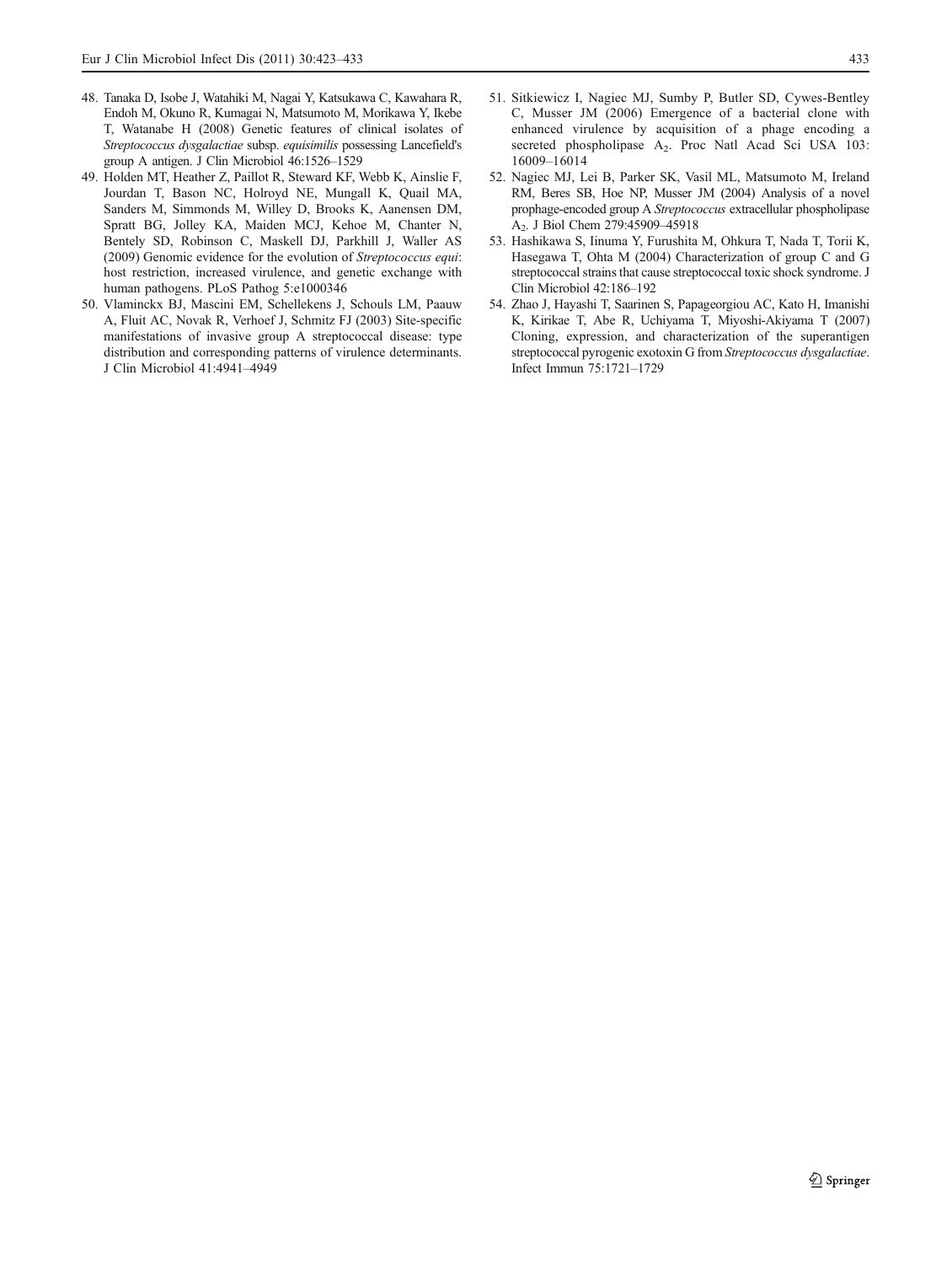48. Tanaka D, Isobe J, Watahiki M, Nagai Y, Katsukawa C, Kawahara R, Endoh M, Okuno R, Kumagai N, Matsumoto M, Morikawa Y, Ikebe T, Watanabe H (2008) Genetic features of clinical isolates of *Streptococcus dysgalactiae* subsp. *equisimilis* possessing Lancefield's group A antigen. J Clin Microbiol 46:1526–1529
49. Holden MT, Heather Z, Paillot R, Steward KF, Webb K, Ainslie F, Jourdan T, Bason NC, Holroyd NE, Mungall K, Quail MA, Sanders M, Simmonds M, Willey D, Brooks K, Aanensen DM, Spratt BG, Jolley KA, Maiden MCJ, Kehoe M, Chanter N, Bentely SD, Robinson C, Maskell DJ, Parkhill J, Waller AS (2009) Genomic evidence for the evolution of *Streptococcus equi*: host restriction, increased virulence, and genetic exchange with human pathogens. PLoS Pathog 5:e1000346
50. Vlaminckx BJ, Mascini EM, Schellekens J, Schouls LM, Paauw A, Fluit AC, Novak R, Verhoef J, Schmitz FJ (2003) Site-specific manifestations of invasive group A streptococcal disease: type distribution and corresponding patterns of virulence determinants. J Clin Microbiol 41:4941–4949
51. Sitkiewicz I, Nagiec MJ, Sumby P, Butler SD, Cywes-Bentley C, Musser JM (2006) Emergence of a bacterial clone with enhanced virulence by acquisition of a phage encoding a secreted phospholipase $A_2$. Proc Natl Acad Sci USA 103: 16009–16014
52. Nagiec MJ, Lei B, Parker SK, Vasil ML, Matsumoto M, Ireland RM, Beres SB, Hoe NP, Musser JM (2004) Analysis of a novel prophage-encoded group A *Streptococcus* extracellular phospholipase $A_2$. J Biol Chem 279:45909–45918
53. Hashikawa S, Iinuma Y, Furushita M, Ohkura T, Nada T, Torii K, Hasegawa T, Ohta M (2004) Characterization of group C and G streptococcal strains that cause streptococcal toxic shock syndrome. J Clin Microbiol 42:186–192
54. Zhao J, Hayashi T, Saarinen S, Papageorgiou AC, Kato H, Imanishi K, Kirikae T, Abe R, Uchiyama T, Miyoshi-Akiyama T (2007) Cloning, expression, and characterization of the superantigen streptococcal pyrogenic exotoxin G from *Streptococcus dysgalactiae*. Infect Immun 75:1721–1729